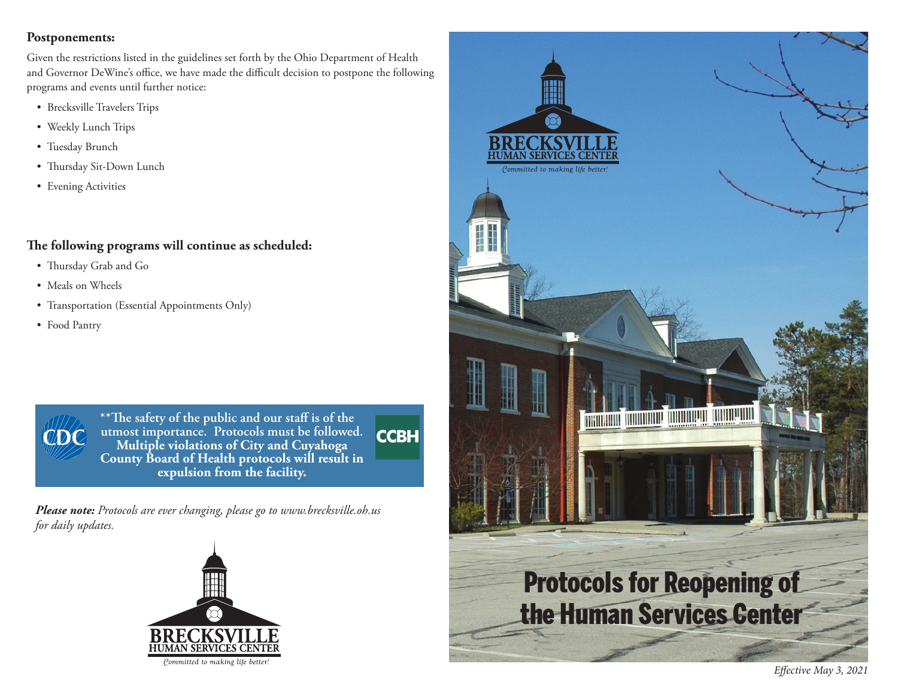**Postponements:**

Given the restrictions listed in the guidelines set forth by the Ohio Department of Health and Governor DeWine's office, we have made the difficult decision to postpone the following programs and events until further notice:

- Brecksville Travelers Trips
- Weekly Lunch Trips
- Tuesday Brunch
- Thursday Sit-Down Lunch
- Evening Activities

**The following programs will continue as scheduled:**

- Thursday Grab and Go
- Meals on Wheels
- Transportation (Essential Appointments Only)
- Food Pantry

CDC

**\*\*The safety of the public and our staff is of the utmost importance. Protocols must be followed. Multiple violations of City and Cuyahoga County Board of Health protocols will result in expulsion from the facility.**

CCBH

***Please note:*** *Protocols are ever changing, please go to www.brecksville.oh.us for daily updates.*

BRECKSVILLE HUMAN SERVICES CENTER

*Committed to making life better!*

BRECKSVILLE HUMAN SERVICES CENTER

*Committed to making life better!*

# Protocols for Reopening of the Human Services Center

*Effective May 3, 2021*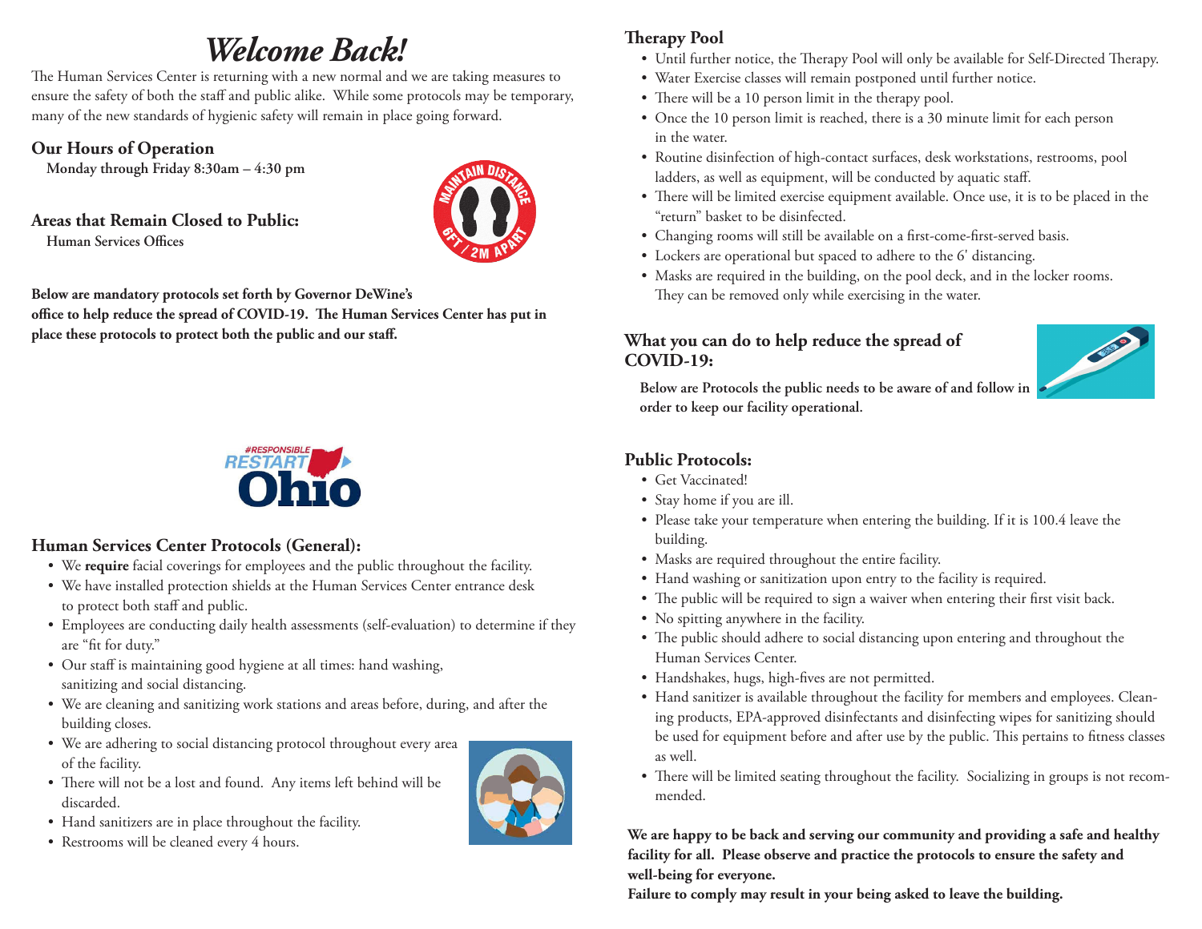# *Welcome Back!*

The Human Services Center is returning with a new normal and we are taking measures to ensure the safety of both the staff and public alike. While some protocols may be temporary, many of the new standards of hygienic safety will remain in place going forward.

## Our Hours of Operation

**Monday through Friday 8:30am – 4:30 pm**

## Areas that Remain Closed to Public:

**Human Services Offices**

**Below are mandatory protocols set forth by Governor DeWine's office to help reduce the spread of COVID-19. The Human Services Center has put in place these protocols to protect both the public and our staff.**

## Human Services Center Protocols (General):

- We **require** facial coverings for employees and the public throughout the facility.
- We have installed protection shields at the Human Services Center entrance desk to protect both staff and public.
- Employees are conducting daily health assessments (self-evaluation) to determine if they are "fit for duty."
- Our staff is maintaining good hygiene at all times: hand washing, sanitizing and social distancing.
- We are cleaning and sanitizing work stations and areas before, during, and after the building closes.
- We are adhering to social distancing protocol throughout every area of the facility.
- There will not be a lost and found. Any items left behind will be discarded.
- Hand sanitizers are in place throughout the facility.
- Restrooms will be cleaned every 4 hours.

## Therapy Pool

- Until further notice, the Therapy Pool will only be available for Self-Directed Therapy.
- Water Exercise classes will remain postponed until further notice.
- There will be a 10 person limit in the therapy pool.
- Once the 10 person limit is reached, there is a 30 minute limit for each person in the water.
- Routine disinfection of high-contact surfaces, desk workstations, restrooms, pool ladders, as well as equipment, will be conducted by aquatic staff.
- There will be limited exercise equipment available. Once use, it is to be placed in the "return" basket to be disinfected.
- Changing rooms will still be available on a first-come-first-served basis.
- Lockers are operational but spaced to adhere to the 6' distancing.
- Masks are required in the building, on the pool deck, and in the locker rooms. They can be removed only while exercising in the water.

## What you can do to help reduce the spread of COVID-19:

**Below are Protocols the public needs to be aware of and follow in order to keep our facility operational.**

## Public Protocols:

- Get Vaccinated!
- Stay home if you are ill.
- Please take your temperature when entering the building. If it is 100.4 leave the building.
- Masks are required throughout the entire facility.
- Hand washing or sanitization upon entry to the facility is required.
- The public will be required to sign a waiver when entering their first visit back.
- No spitting anywhere in the facility.
- The public should adhere to social distancing upon entering and throughout the Human Services Center.
- Handshakes, hugs, high-fives are not permitted.
- Hand sanitizer is available throughout the facility for members and employees. Cleaning products, EPA-approved disinfectants and disinfecting wipes for sanitizing should be used for equipment before and after use by the public. This pertains to fitness classes as well.
- There will be limited seating throughout the facility. Socializing in groups is not recommended.

**We are happy to be back and serving our community and providing a safe and healthy facility for all. Please observe and practice the protocols to ensure the safety and well-being for everyone.**

**Failure to comply may result in your being asked to leave the building.**